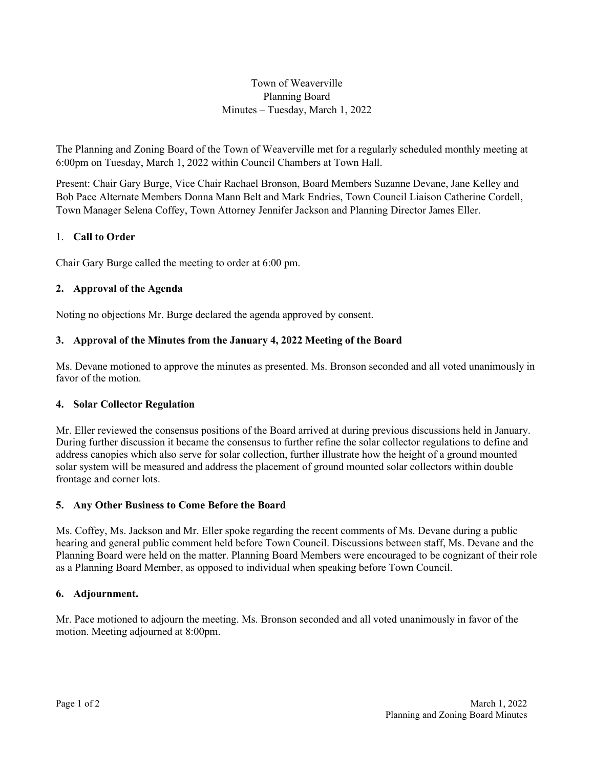# Town of Weaverville
## Planning Board
## Minutes – Tuesday, March 1, 2022

The Planning and Zoning Board of the Town of Weaverville met for a regularly scheduled monthly meeting at 6:00pm on Tuesday, March 1, 2022 within Council Chambers at Town Hall.

Present: Chair Gary Burge, Vice Chair Rachael Bronson, Board Members Suzanne Devane, Jane Kelley and Bob Pace Alternate Members Donna Mann Belt and Mark Endries, Town Council Liaison Catherine Cordell, Town Manager Selena Coffey, Town Attorney Jennifer Jackson and Planning Director James Eller.

### 1. Call to Order

Chair Gary Burge called the meeting to order at 6:00 pm.

### 2. Approval of the Agenda

Noting no objections Mr. Burge declared the agenda approved by consent.

### 3. Approval of the Minutes from the January 4, 2022 Meeting of the Board

Ms. Devane motioned to approve the minutes as presented. Ms. Bronson seconded and all voted unanimously in favor of the motion.

### 4. Solar Collector Regulation

Mr. Eller reviewed the consensus positions of the Board arrived at during previous discussions held in January. During further discussion it became the consensus to further refine the solar collector regulations to define and address canopies which also serve for solar collection, further illustrate how the height of a ground mounted solar system will be measured and address the placement of ground mounted solar collectors within double frontage and corner lots.

### 5. Any Other Business to Come Before the Board

Ms. Coffey, Ms. Jackson and Mr. Eller spoke regarding the recent comments of Ms. Devane during a public hearing and general public comment held before Town Council. Discussions between staff, Ms. Devane and the Planning Board were held on the matter. Planning Board Members were encouraged to be cognizant of their role as a Planning Board Member, as opposed to individual when speaking before Town Council.

### 6. Adjournment.

Mr. Pace motioned to adjourn the meeting. Ms. Bronson seconded and all voted unanimously in favor of the motion. Meeting adjourned at 8:00pm.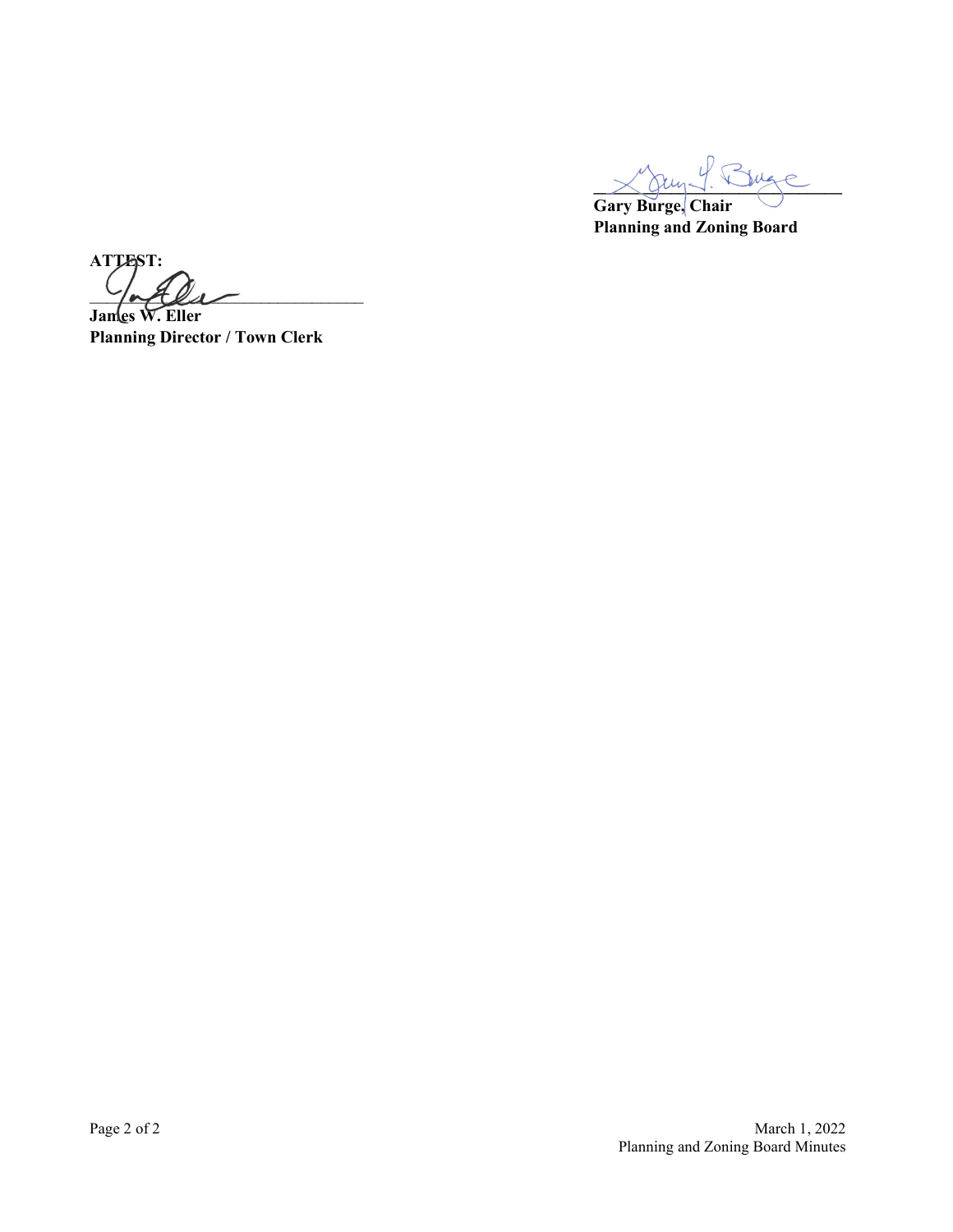**Gary Burge, Chair**
**Planning and Zoning Board**

**ATTEST:**

**James W. Eller**
**Planning Director / Town Clerk**